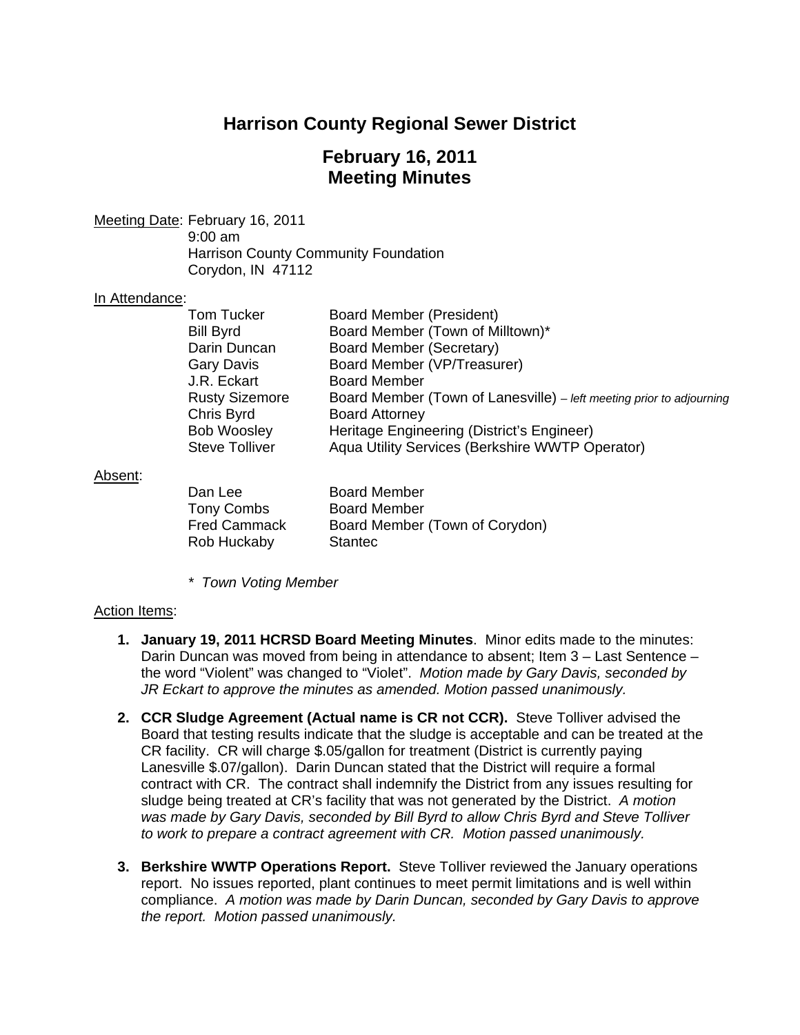# Harrison County Regional Sewer District

## February 16, 2011
## Meeting Minutes

Meeting Date: February 16, 2011
9:00 am
Harrison County Community Foundation
Corydon, IN 47112

In Attendance:

| | |
|---|---|
| Tom Tucker | Board Member (President) |
| Bill Byrd | Board Member (Town of Milltown)* |
| Darin Duncan | Board Member (Secretary) |
| Gary Davis | Board Member (VP/Treasurer) |
| J.R. Eckart | Board Member |
| Rusty Sizemore | Board Member (Town of Lanesville) – *left meeting prior to adjourning* |
| Chris Byrd | Board Attorney |
| Bob Woosley | Heritage Engineering (District's Engineer) |
| Steve Tolliver | Aqua Utility Services (Berkshire WWTP Operator) |

Absent:

| | |
|---|---|
| Dan Lee | Board Member |
| Tony Combs | Board Member |
| Fred Cammack | Board Member (Town of Corydon) |
| Rob Huckaby | Stantec |

*\* Town Voting Member*

Action Items:

1. **January 19, 2011 HCRSD Board Meeting Minutes**. Minor edits made to the minutes: Darin Duncan was moved from being in attendance to absent; Item 3 – Last Sentence – the word "Violent" was changed to "Violet". *Motion made by Gary Davis, seconded by JR Eckart to approve the minutes as amended. Motion passed unanimously.*

2. **CCR Sludge Agreement (Actual name is CR not CCR).** Steve Tolliver advised the Board that testing results indicate that the sludge is acceptable and can be treated at the CR facility. CR will charge $.05/gallon for treatment (District is currently paying Lanesville $.07/gallon). Darin Duncan stated that the District will require a formal contract with CR. The contract shall indemnify the District from any issues resulting for sludge being treated at CR's facility that was not generated by the District. *A motion was made by Gary Davis, seconded by Bill Byrd to allow Chris Byrd and Steve Tolliver to work to prepare a contract agreement with CR. Motion passed unanimously.*

3. **Berkshire WWTP Operations Report.** Steve Tolliver reviewed the January operations report. No issues reported, plant continues to meet permit limitations and is well within compliance. *A motion was made by Darin Duncan, seconded by Gary Davis to approve the report. Motion passed unanimously.*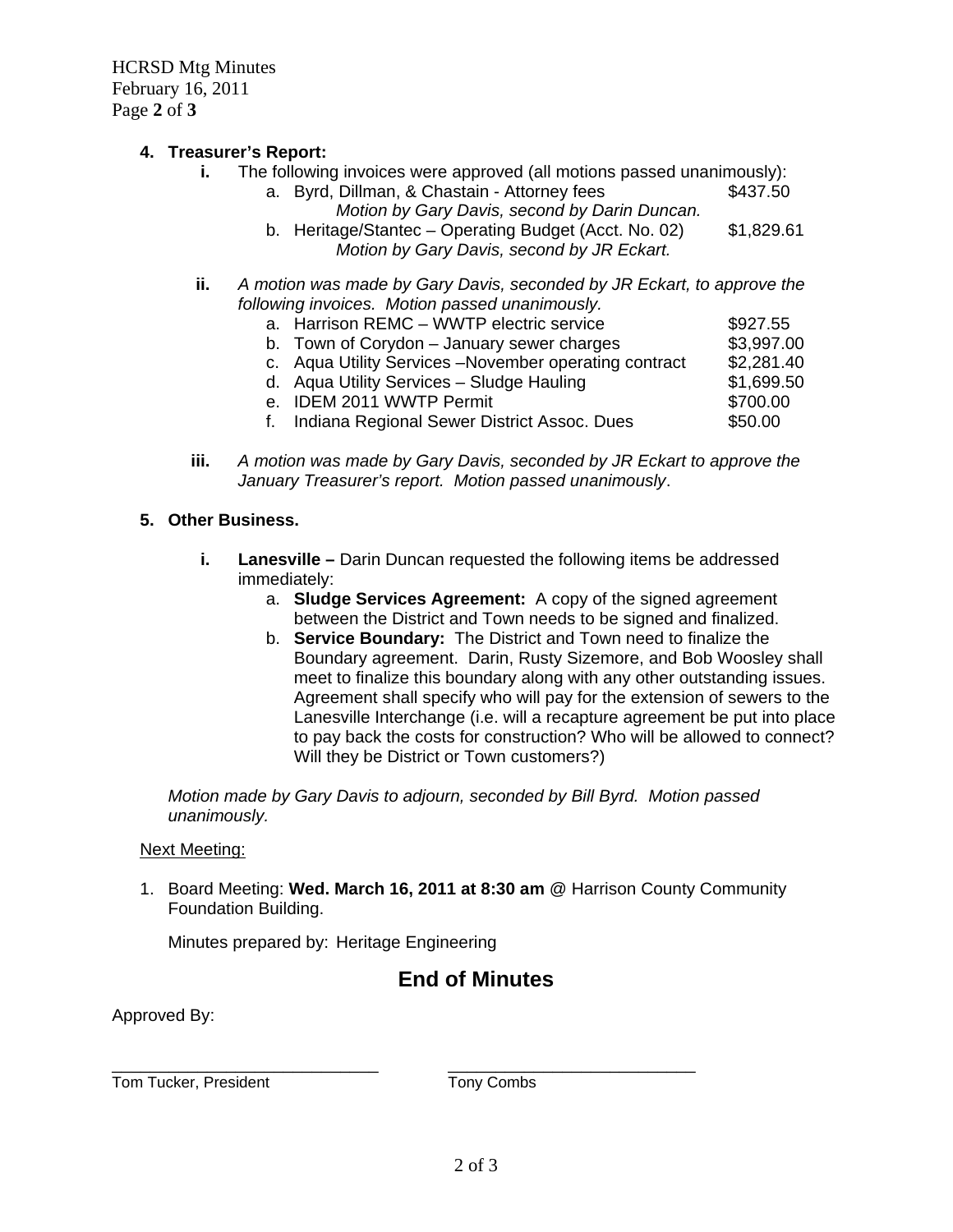**4. Treasurer's Report:**

- **i.** The following invoices were approved (all motions passed unanimously):
  - a. Byrd, Dillman, & Chastain - Attorney fees $437.50
    *Motion by Gary Davis, second by Darin Duncan.*
  - b. Heritage/Stantec – Operating Budget (Acct. No. 02) $1,829.61
    *Motion by Gary Davis, second by JR Eckart.*

- **ii.** *A motion was made by Gary Davis, seconded by JR Eckart, to approve the following invoices. Motion passed unanimously.*
  - a. Harrison REMC – WWTP electric service $927.55
  - b. Town of Corydon – January sewer charges $3,997.00
  - c. Aqua Utility Services –November operating contract $2,281.40
  - d. Aqua Utility Services – Sludge Hauling $1,699.50
  - e. IDEM 2011 WWTP Permit $700.00
  - f. Indiana Regional Sewer District Assoc. Dues $50.00

- **iii.** *A motion was made by Gary Davis, seconded by JR Eckart to approve the January Treasurer's report. Motion passed unanimously*.

**5. Other Business.**

- **i. Lanesville –** Darin Duncan requested the following items be addressed immediately:
  - a. **Sludge Services Agreement:** A copy of the signed agreement between the District and Town needs to be signed and finalized.
  - b. **Service Boundary:** The District and Town need to finalize the Boundary agreement. Darin, Rusty Sizemore, and Bob Woosley shall meet to finalize this boundary along with any other outstanding issues. Agreement shall specify who will pay for the extension of sewers to the Lanesville Interchange (i.e. will a recapture agreement be put into place to pay back the costs for construction? Who will be allowed to connect? Will they be District or Town customers?)

*Motion made by Gary Davis to adjourn, seconded by Bill Byrd. Motion passed unanimously.*

Next Meeting:

1. Board Meeting: **Wed. March 16, 2011 at 8:30 am** @ Harrison County Community Foundation Building.

   Minutes prepared by: Heritage Engineering

## End of Minutes

Approved By:

\_\_\_\_\_\_\_\_\_\_\_\_\_\_\_\_\_\_\_\_\_\_\_\_\_\_\_\_ \_\_\_\_\_\_\_\_\_\_\_\_\_\_\_\_\_\_\_\_\_\_\_\_\_\_\_\_

Tom Tucker, President Tony Combs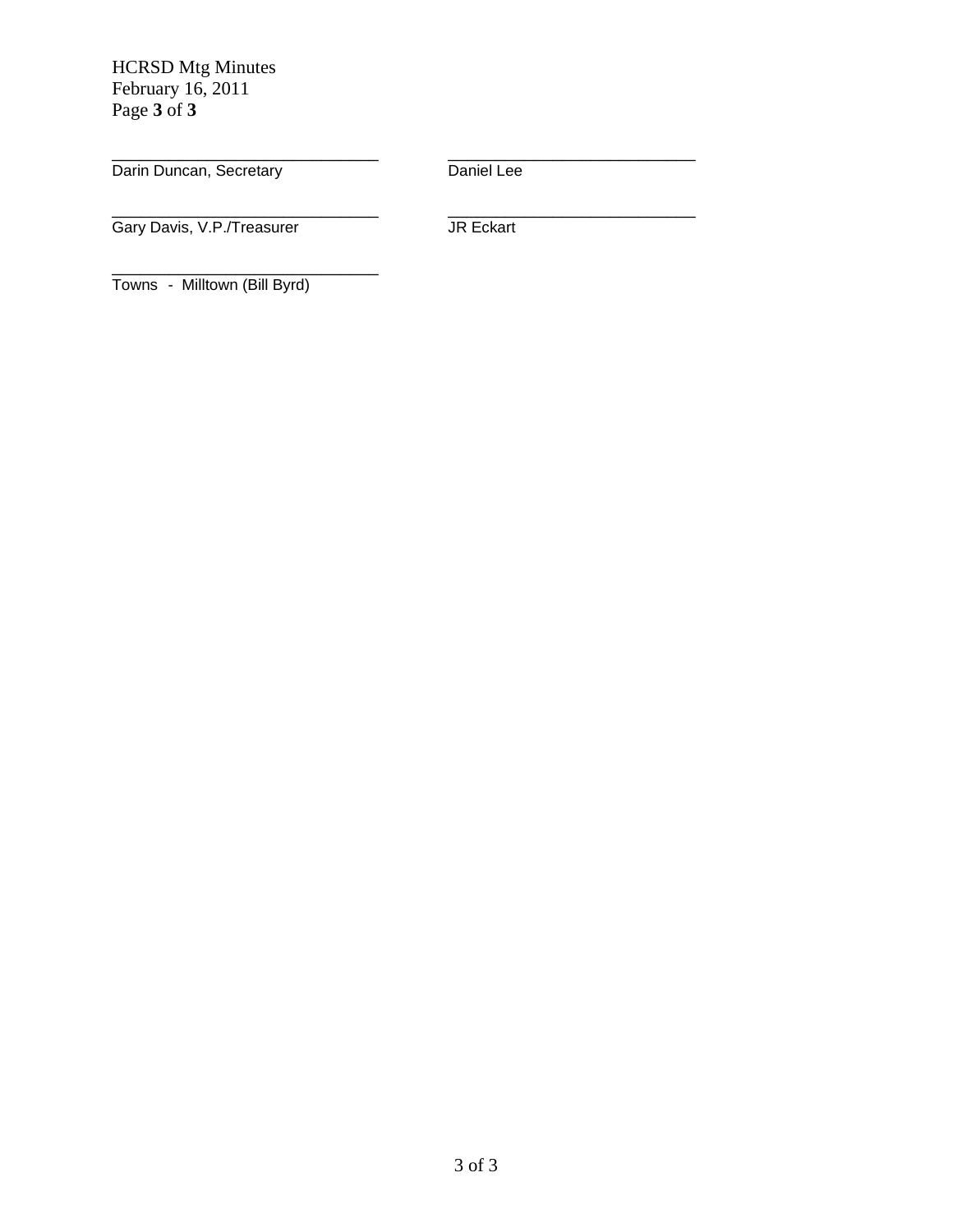\_\_\_\_\_\_\_\_\_\_\_\_\_\_\_\_\_\_\_\_\_\_\_\_\_\_\_\_\_\_ 
Darin Duncan, Secretary

\_\_\_\_\_\_\_\_\_\_\_\_\_\_\_\_\_\_\_\_\_\_\_\_\_\_\_\_\_\_ 
Daniel Lee

\_\_\_\_\_\_\_\_\_\_\_\_\_\_\_\_\_\_\_\_\_\_\_\_\_\_\_\_\_\_ 
Gary Davis, V.P./Treasurer

\_\_\_\_\_\_\_\_\_\_\_\_\_\_\_\_\_\_\_\_\_\_\_\_\_\_\_\_\_\_ 
JR Eckart

\_\_\_\_\_\_\_\_\_\_\_\_\_\_\_\_\_\_\_\_\_\_\_\_\_\_\_\_\_\_ 
Towns - Milltown (Bill Byrd)